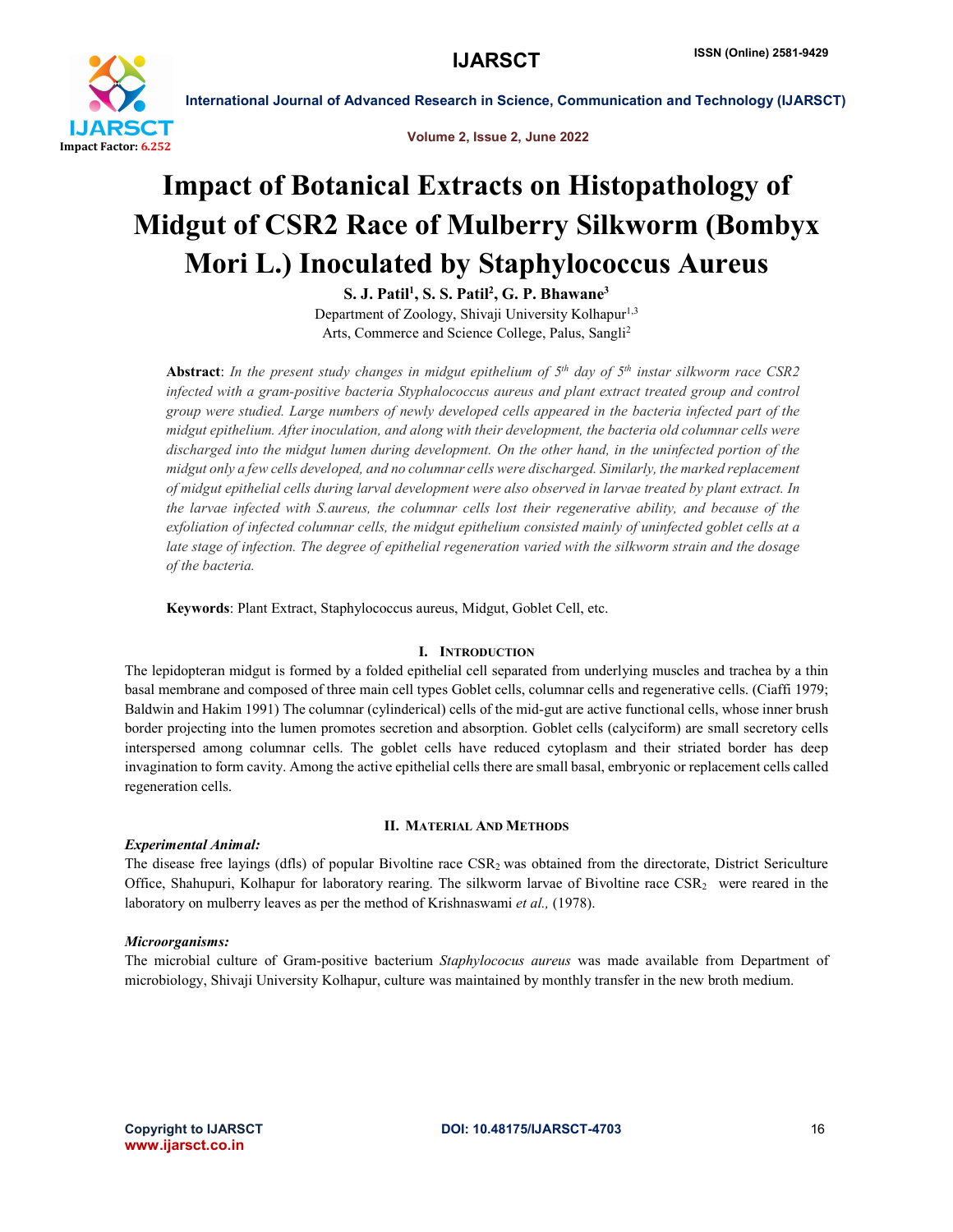# Impact of Botanical Extracts on Histopathology of Midgut of CSR2 Race of Mulberry Silkworm (Bombyx Mori L.) Inoculated by Staphylococcus Aureus

**S. J. Patil[1], S. S. Patil[2], G. P. Bhawane[3]**

Department of Zoology, Shivaji University Kolhapur[1,3]
Arts, Commerce and Science College, Palus, Sangli[2]

**Abstract**: *In the present study changes in midgut epithelium of 5th day of 5th instar silkworm race CSR2 infected with a gram-positive bacteria Styphalococcus aureus and plant extract treated group and control group were studied. Large numbers of newly developed cells appeared in the bacteria infected part of the midgut epithelium. After inoculation, and along with their development, the bacteria old columnar cells were discharged into the midgut lumen during development. On the other hand, in the uninfected portion of the midgut only a few cells developed, and no columnar cells were discharged. Similarly, the marked replacement of midgut epithelial cells during larval development were also observed in larvae treated by plant extract. In the larvae infected with S.aureus, the columnar cells lost their regenerative ability, and because of the exfoliation of infected columnar cells, the midgut epithelium consisted mainly of uninfected goblet cells at a late stage of infection. The degree of epithelial regeneration varied with the silkworm strain and the dosage of the bacteria.*

**Keywords**: Plant Extract, Staphylococcus aureus, Midgut, Goblet Cell, etc.

## I. Introduction

The lepidopteran midgut is formed by a folded epithelial cell separated from underlying muscles and trachea by a thin basal membrane and composed of three main cell types Goblet cells, columnar cells and regenerative cells. (Ciaffi 1979; Baldwin and Hakim 1991) The columnar (cylinderical) cells of the mid-gut are active functional cells, whose inner brush border projecting into the lumen promotes secretion and absorption. Goblet cells (calyciform) are small secretory cells interspersed among columnar cells. The goblet cells have reduced cytoplasm and their striated border has deep invagination to form cavity. Among the active epithelial cells there are small basal, embryonic or replacement cells called regeneration cells.

## II. Material And Methods

### *Experimental Animal:*

The disease free layings (dfls) of popular Bivoltine race $CSR_2$ was obtained from the directorate, District Sericulture Office, Shahupuri, Kolhapur for laboratory rearing. The silkworm larvae of Bivoltine race $CSR_2$ were reared in the laboratory on mulberry leaves as per the method of Krishnaswami *et al.,* (1978).

### *Microorganisms:*

The microbial culture of Gram-positive bacterium *Staphylococus aureus* was made available from Department of microbiology, Shivaji University Kolhapur, culture was maintained by monthly transfer in the new broth medium.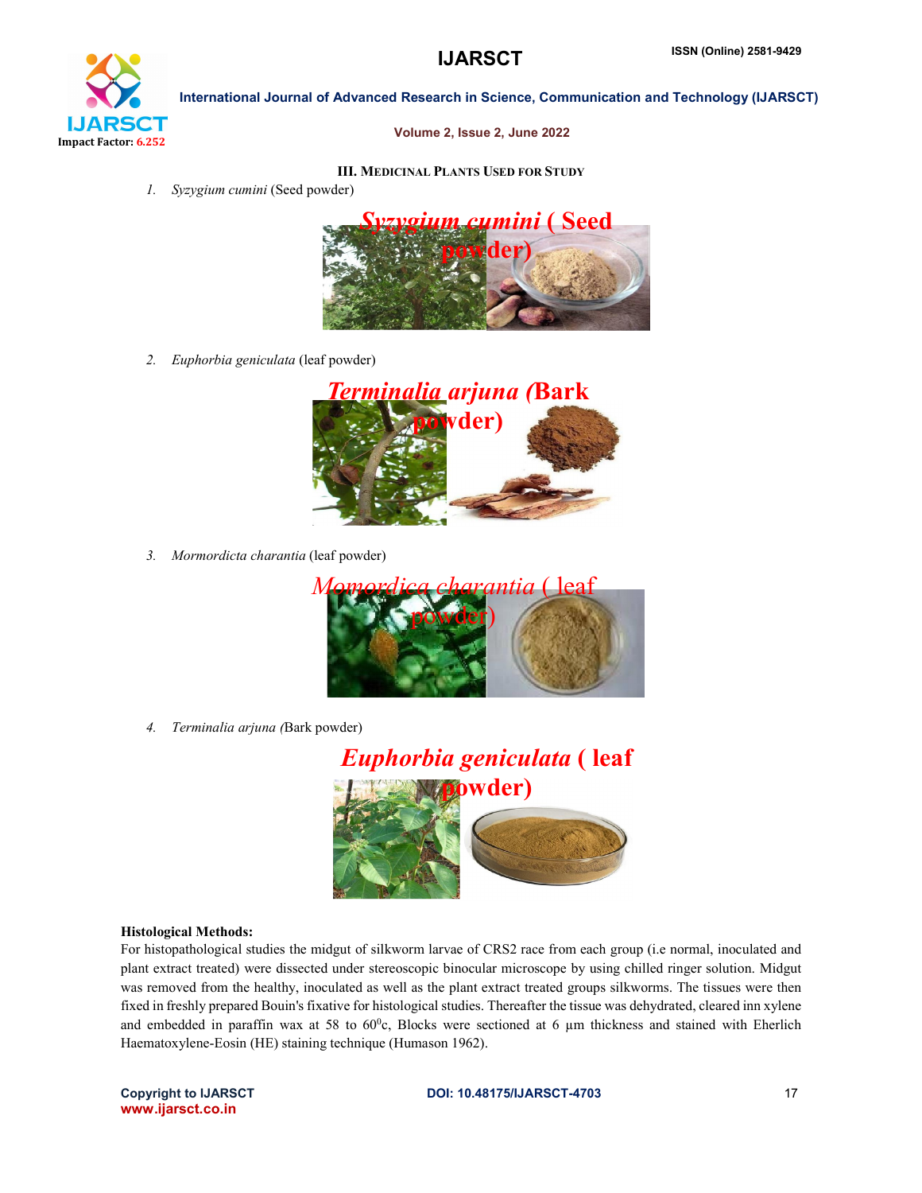### III. MEDICINAL PLANTS USED FOR STUDY

1. *Syzygium cumini* (Seed powder)

*Syzygium cumini* ( Seed powder)

2. *Euphorbia geniculata* (leaf powder)

*Terminalia arjuna (*Bark powder)

3. *Mormordicta charantia* (leaf powder)

*Momordica charantia* ( leaf powder)

4. *Terminalia arjuna (*Bark powder)

*Euphorbia geniculata* ( leaf powder)

**Histological Methods:**

For histopathological studies the midgut of silkworm larvae of CRS2 race from each group (i.e normal, inoculated and plant extract treated) were dissected under stereoscopic binocular microscope by using chilled ringer solution. Midgut was removed from the healthy, inoculated as well as the plant extract treated groups silkworms. The tissues were then fixed in freshly prepared Bouin's fixative for histological studies. Thereafter the tissue was dehydrated, cleared inn xylene and embedded in paraffin wax at 58 to $60^0$c, Blocks were sectioned at 6 µm thickness and stained with Eherlich Haematoxylene-Eosin (HE) staining technique (Humason 1962).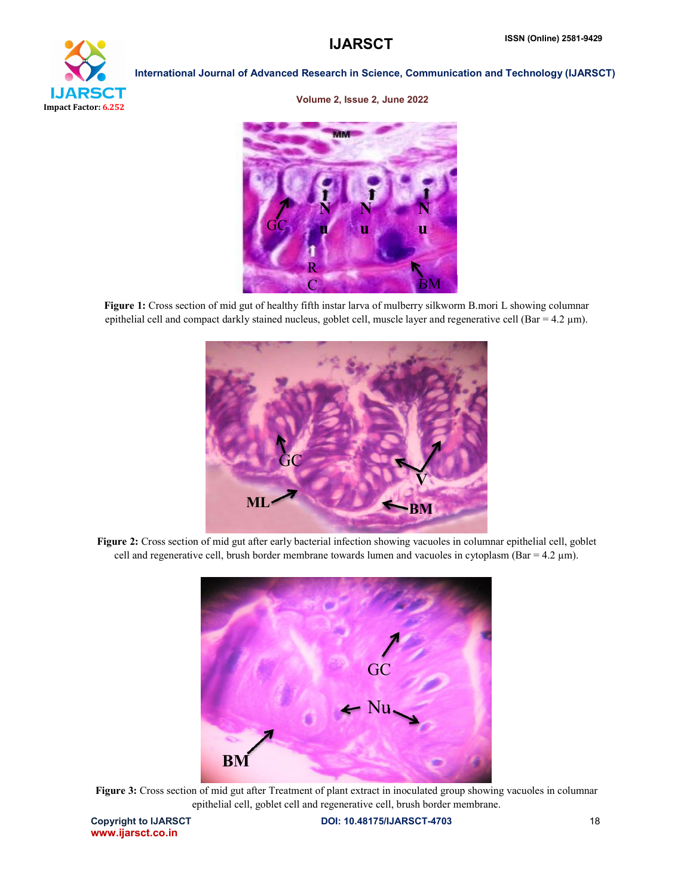**Figure 1:** Cross section of mid gut of healthy fifth instar larva of mulberry silkworm B.mori L showing columnar epithelial cell and compact darkly stained nucleus, goblet cell, muscle layer and regenerative cell (Bar = 4.2 µm).

**Figure 2:** Cross section of mid gut after early bacterial infection showing vacuoles in columnar epithelial cell, goblet cell and regenerative cell, brush border membrane towards lumen and vacuoles in cytoplasm (Bar = 4.2 µm).

**Figure 3:** Cross section of mid gut after Treatment of plant extract in inoculated group showing vacuoles in columnar epithelial cell, goblet cell and regenerative cell, brush border membrane.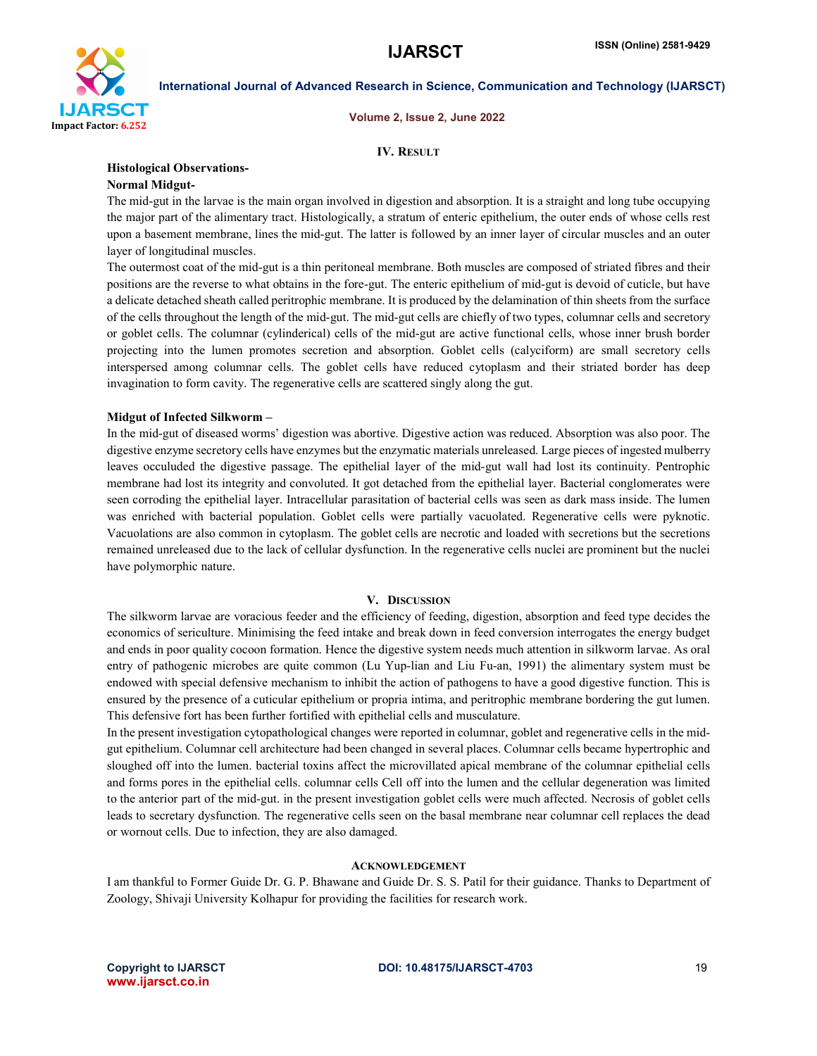## IV. RESULT

**Histological Observations-**

**Normal Midgut-**

The mid-gut in the larvae is the main organ involved in digestion and absorption. It is a straight and long tube occupying the major part of the alimentary tract. Histologically, a stratum of enteric epithelium, the outer ends of whose cells rest upon a basement membrane, lines the mid-gut. The latter is followed by an inner layer of circular muscles and an outer layer of longitudinal muscles.

The outermost coat of the mid-gut is a thin peritoneal membrane. Both muscles are composed of striated fibres and their positions are the reverse to what obtains in the fore-gut. The enteric epithelium of mid-gut is devoid of cuticle, but have a delicate detached sheath called peritrophic membrane. It is produced by the delamination of thin sheets from the surface of the cells throughout the length of the mid-gut. The mid-gut cells are chiefly of two types, columnar cells and secretory or goblet cells. The columnar (cylinderical) cells of the mid-gut are active functional cells, whose inner brush border projecting into the lumen promotes secretion and absorption. Goblet cells (calyciform) are small secretory cells interspersed among columnar cells. The goblet cells have reduced cytoplasm and their striated border has deep invagination to form cavity. The regenerative cells are scattered singly along the gut.

**Midgut of Infected Silkworm –**

In the mid-gut of diseased worms' digestion was abortive. Digestive action was reduced. Absorption was also poor. The digestive enzyme secretory cells have enzymes but the enzymatic materials unreleased. Large pieces of ingested mulberry leaves occuluded the digestive passage. The epithelial layer of the mid-gut wall had lost its continuity. Pentrophic membrane had lost its integrity and convoluted. It got detached from the epithelial layer. Bacterial conglomerates were seen corroding the epithelial layer. Intracellular parasitation of bacterial cells was seen as dark mass inside. The lumen was enriched with bacterial population. Goblet cells were partially vacuolated. Regenerative cells were pyknotic. Vacuolations are also common in cytoplasm. The goblet cells are necrotic and loaded with secretions but the secretions remained unreleased due to the lack of cellular dysfunction. In the regenerative cells nuclei are prominent but the nuclei have polymorphic nature.

## V. DISCUSSION

The silkworm larvae are voracious feeder and the efficiency of feeding, digestion, absorption and feed type decides the economics of sericulture. Minimising the feed intake and break down in feed conversion interrogates the energy budget and ends in poor quality cocoon formation. Hence the digestive system needs much attention in silkworm larvae. As oral entry of pathogenic microbes are quite common (Lu Yup-lian and Liu Fu-an, 1991) the alimentary system must be endowed with special defensive mechanism to inhibit the action of pathogens to have a good digestive function. This is ensured by the presence of a cuticular epithelium or propria intima, and peritrophic membrane bordering the gut lumen. This defensive fort has been further fortified with epithelial cells and musculature.

In the present investigation cytopathological changes were reported in columnar, goblet and regenerative cells in the mid-gut epithelium. Columnar cell architecture had been changed in several places. Columnar cells became hypertrophic and sloughed off into the lumen. bacterial toxins affect the microvillated apical membrane of the columnar epithelial cells and forms pores in the epithelial cells. columnar cells Cell off into the lumen and the cellular degeneration was limited to the anterior part of the mid-gut. in the present investigation goblet cells were much affected. Necrosis of goblet cells leads to secretary dysfunction. The regenerative cells seen on the basal membrane near columnar cell replaces the dead or wornout cells. Due to infection, they are also damaged.

## ACKNOWLEDGEMENT

I am thankful to Former Guide Dr. G. P. Bhawane and Guide Dr. S. S. Patil for their guidance. Thanks to Department of Zoology, Shivaji University Kolhapur for providing the facilities for research work.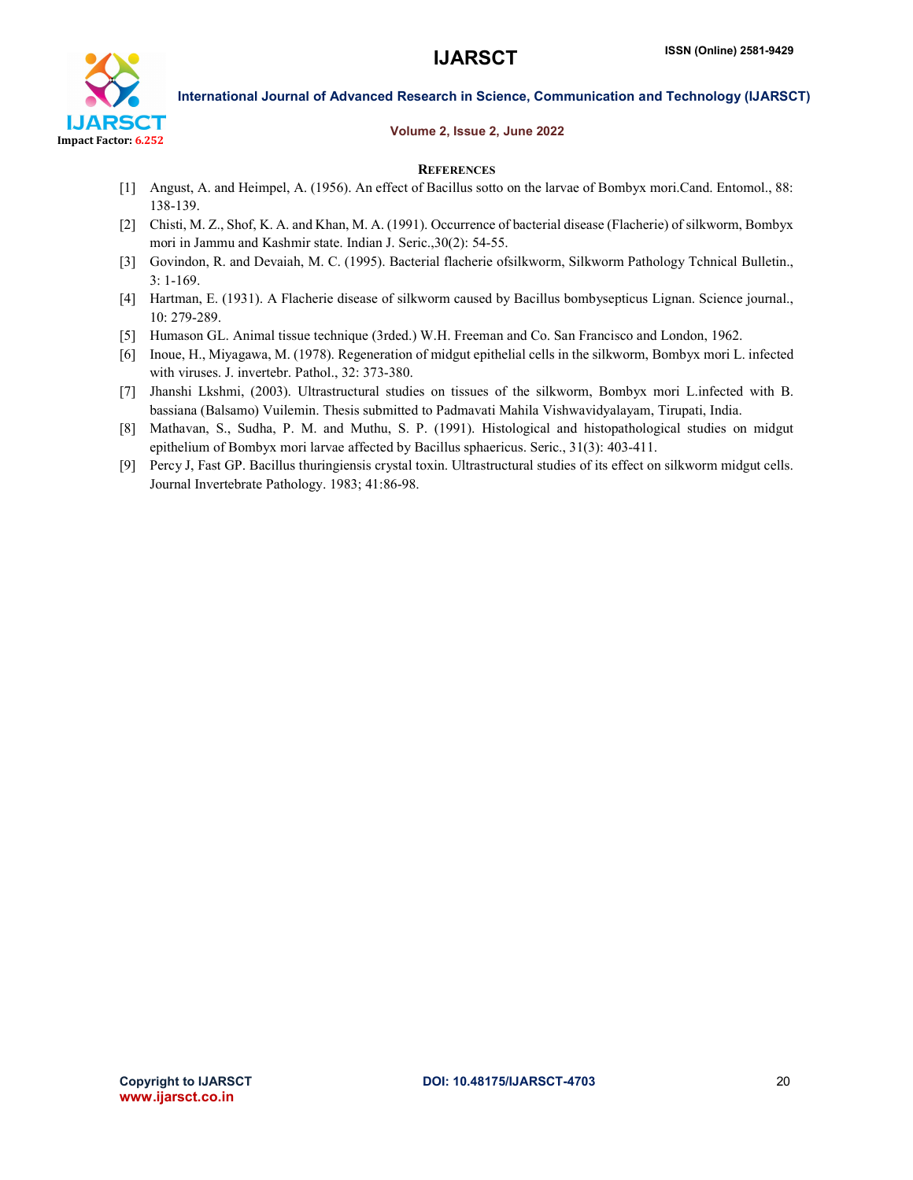## REFERENCES

[1] Angust, A. and Heimpel, A. (1956). An effect of Bacillus sotto on the larvae of Bombyx mori.Cand. Entomol., 88: 138-139.

[2] Chisti, M. Z., Shof, K. A. and Khan, M. A. (1991). Occurrence of bacterial disease (Flacherie) of silkworm, Bombyx mori in Jammu and Kashmir state. Indian J. Seric.,30(2): 54-55.

[3] Govindon, R. and Devaiah, M. C. (1995). Bacterial flacherie ofsilkworm, Silkworm Pathology Tchnical Bulletin., 3: 1-169.

[4] Hartman, E. (1931). A Flacherie disease of silkworm caused by Bacillus bombysepticus Lignan. Science journal., 10: 279-289.

[5] Humason GL. Animal tissue technique (3rded.) W.H. Freeman and Co. San Francisco and London, 1962.

[6] Inoue, H., Miyagawa, M. (1978). Regeneration of midgut epithelial cells in the silkworm, Bombyx mori L. infected with viruses. J. invertebr. Pathol., 32: 373-380.

[7] Jhanshi Lkshmi, (2003). Ultrastructural studies on tissues of the silkworm, Bombyx mori L.infected with B. bassiana (Balsamo) Vuilemin. Thesis submitted to Padmavati Mahila Vishwavidyalayam, Tirupati, India.

[8] Mathavan, S., Sudha, P. M. and Muthu, S. P. (1991). Histological and histopathological studies on midgut epithelium of Bombyx mori larvae affected by Bacillus sphaericus. Seric., 31(3): 403-411.

[9] Percy J, Fast GP. Bacillus thuringiensis crystal toxin. Ultrastructural studies of its effect on silkworm midgut cells. Journal Invertebrate Pathology. 1983; 41:86-98.